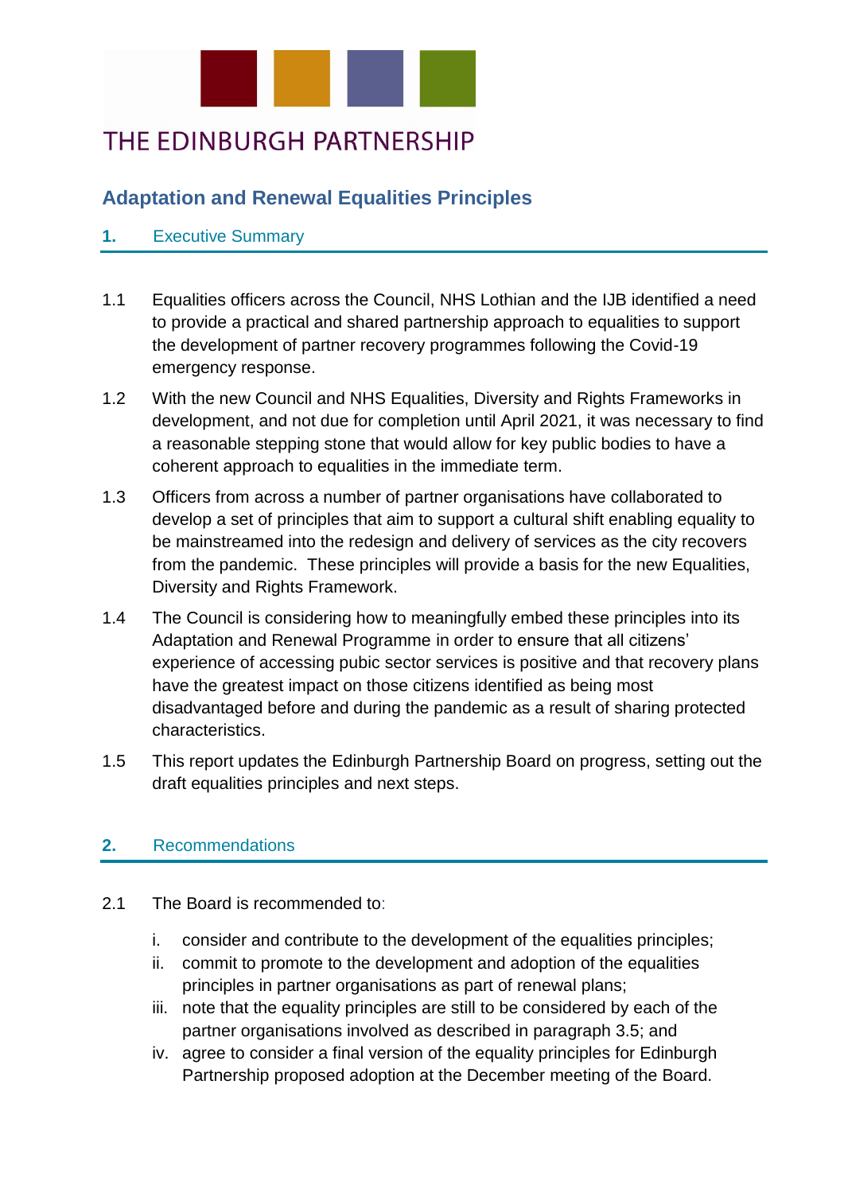# THE EDINBURGH PARTNERSHIP

## Adaptation and Renewal Equalities Principles

### 1. Executive Summary

1.1 Equalities officers across the Council, NHS Lothian and the IJB identified a need to provide a practical and shared partnership approach to equalities to support the development of partner recovery programmes following the Covid-19 emergency response.

1.2 With the new Council and NHS Equalities, Diversity and Rights Frameworks in development, and not due for completion until April 2021, it was necessary to find a reasonable stepping stone that would allow for key public bodies to have a coherent approach to equalities in the immediate term.

1.3 Officers from across a number of partner organisations have collaborated to develop a set of principles that aim to support a cultural shift enabling equality to be mainstreamed into the redesign and delivery of services as the city recovers from the pandemic. These principles will provide a basis for the new Equalities, Diversity and Rights Framework.

1.4 The Council is considering how to meaningfully embed these principles into its Adaptation and Renewal Programme in order to ensure that all citizens' experience of accessing pubic sector services is positive and that recovery plans have the greatest impact on those citizens identified as being most disadvantaged before and during the pandemic as a result of sharing protected characteristics.

1.5 This report updates the Edinburgh Partnership Board on progress, setting out the draft equalities principles and next steps.

### 2. Recommendations

2.1 The Board is recommended to:

i. consider and contribute to the development of the equalities principles;
ii. commit to promote to the development and adoption of the equalities principles in partner organisations as part of renewal plans;
iii. note that the equality principles are still to be considered by each of the partner organisations involved as described in paragraph 3.5; and
iv. agree to consider a final version of the equality principles for Edinburgh Partnership proposed adoption at the December meeting of the Board.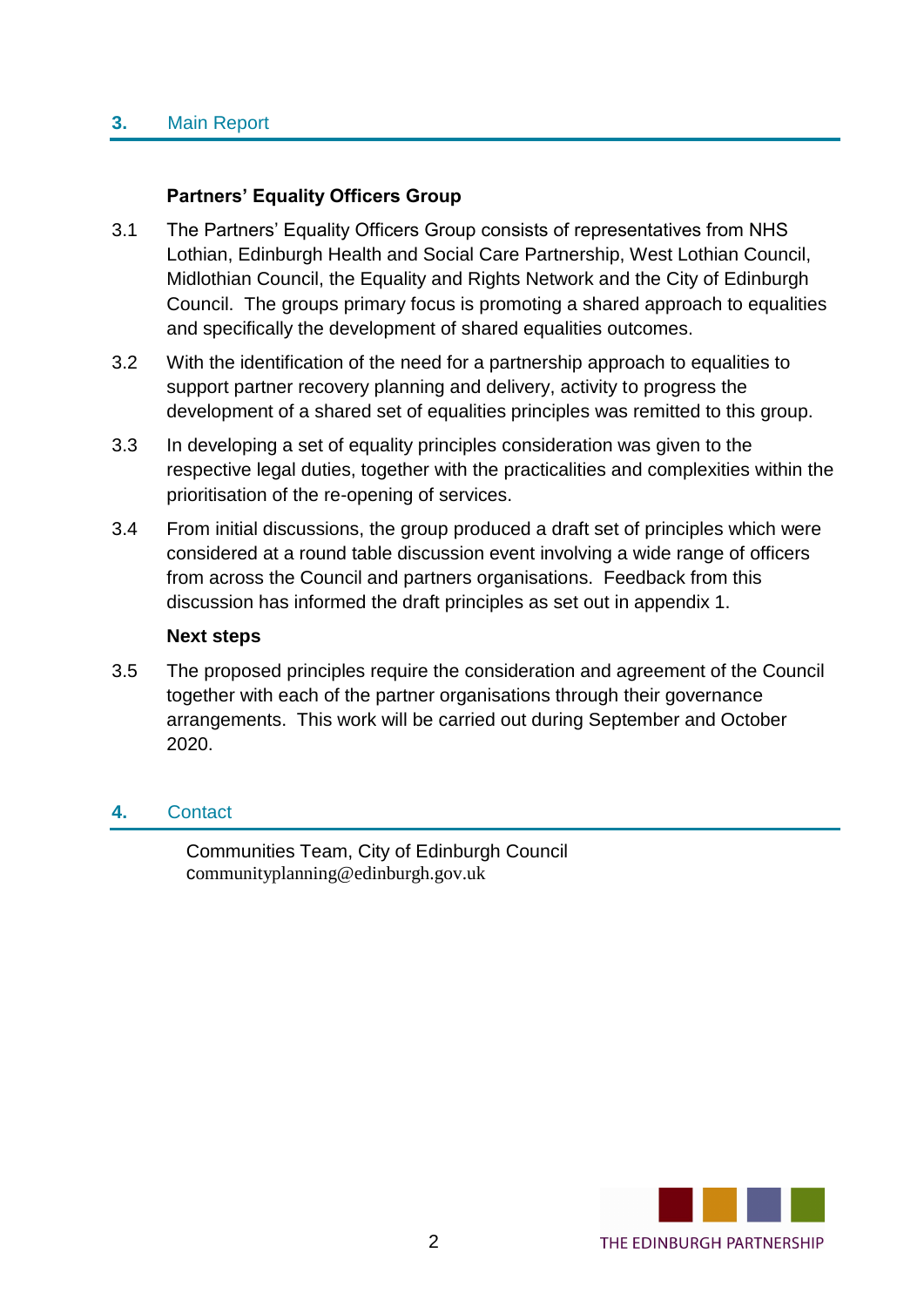## 3. Main Report

### Partners' Equality Officers Group

3.1 The Partners' Equality Officers Group consists of representatives from NHS Lothian, Edinburgh Health and Social Care Partnership, West Lothian Council, Midlothian Council, the Equality and Rights Network and the City of Edinburgh Council. The groups primary focus is promoting a shared approach to equalities and specifically the development of shared equalities outcomes.

3.2 With the identification of the need for a partnership approach to equalities to support partner recovery planning and delivery, activity to progress the development of a shared set of equalities principles was remitted to this group.

3.3 In developing a set of equality principles consideration was given to the respective legal duties, together with the practicalities and complexities within the prioritisation of the re-opening of services.

3.4 From initial discussions, the group produced a draft set of principles which were considered at a round table discussion event involving a wide range of officers from across the Council and partners organisations. Feedback from this discussion has informed the draft principles as set out in appendix 1.

### Next steps

3.5 The proposed principles require the consideration and agreement of the Council together with each of the partner organisations through their governance arrangements. This work will be carried out during September and October 2020.

## 4. Contact

Communities Team, City of Edinburgh Council
communityplanning@edinburgh.gov.uk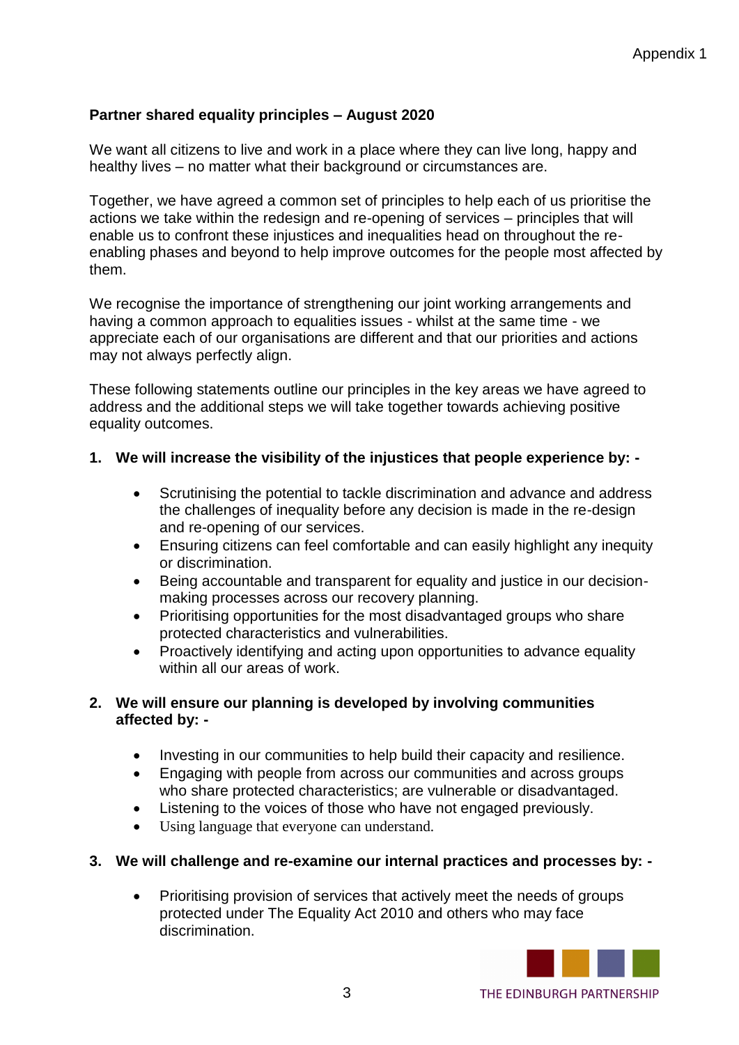**Partner shared equality principles – August 2020**

We want all citizens to live and work in a place where they can live long, happy and healthy lives – no matter what their background or circumstances are.

Together, we have agreed a common set of principles to help each of us prioritise the actions we take within the redesign and re-opening of services – principles that will enable us to confront these injustices and inequalities head on throughout the re-enabling phases and beyond to help improve outcomes for the people most affected by them.

We recognise the importance of strengthening our joint working arrangements and having a common approach to equalities issues - whilst at the same time - we appreciate each of our organisations are different and that our priorities and actions may not always perfectly align.

These following statements outline our principles in the key areas we have agreed to address and the additional steps we will take together towards achieving positive equality outcomes.

1. **We will increase the visibility of the injustices that people experience by: -**

    - Scrutinising the potential to tackle discrimination and advance and address the challenges of inequality before any decision is made in the re-design and re-opening of our services.
    - Ensuring citizens can feel comfortable and can easily highlight any inequity or discrimination.
    - Being accountable and transparent for equality and justice in our decision-making processes across our recovery planning.
    - Prioritising opportunities for the most disadvantaged groups who share protected characteristics and vulnerabilities.
    - Proactively identifying and acting upon opportunities to advance equality within all our areas of work.

2. **We will ensure our planning is developed by involving communities affected by: -**

    - Investing in our communities to help build their capacity and resilience.
    - Engaging with people from across our communities and across groups who share protected characteristics; are vulnerable or disadvantaged.
    - Listening to the voices of those who have not engaged previously.
    - Using language that everyone can understand.

3. **We will challenge and re-examine our internal practices and processes by: -**

    - Prioritising provision of services that actively meet the needs of groups protected under The Equality Act 2010 and others who may face discrimination.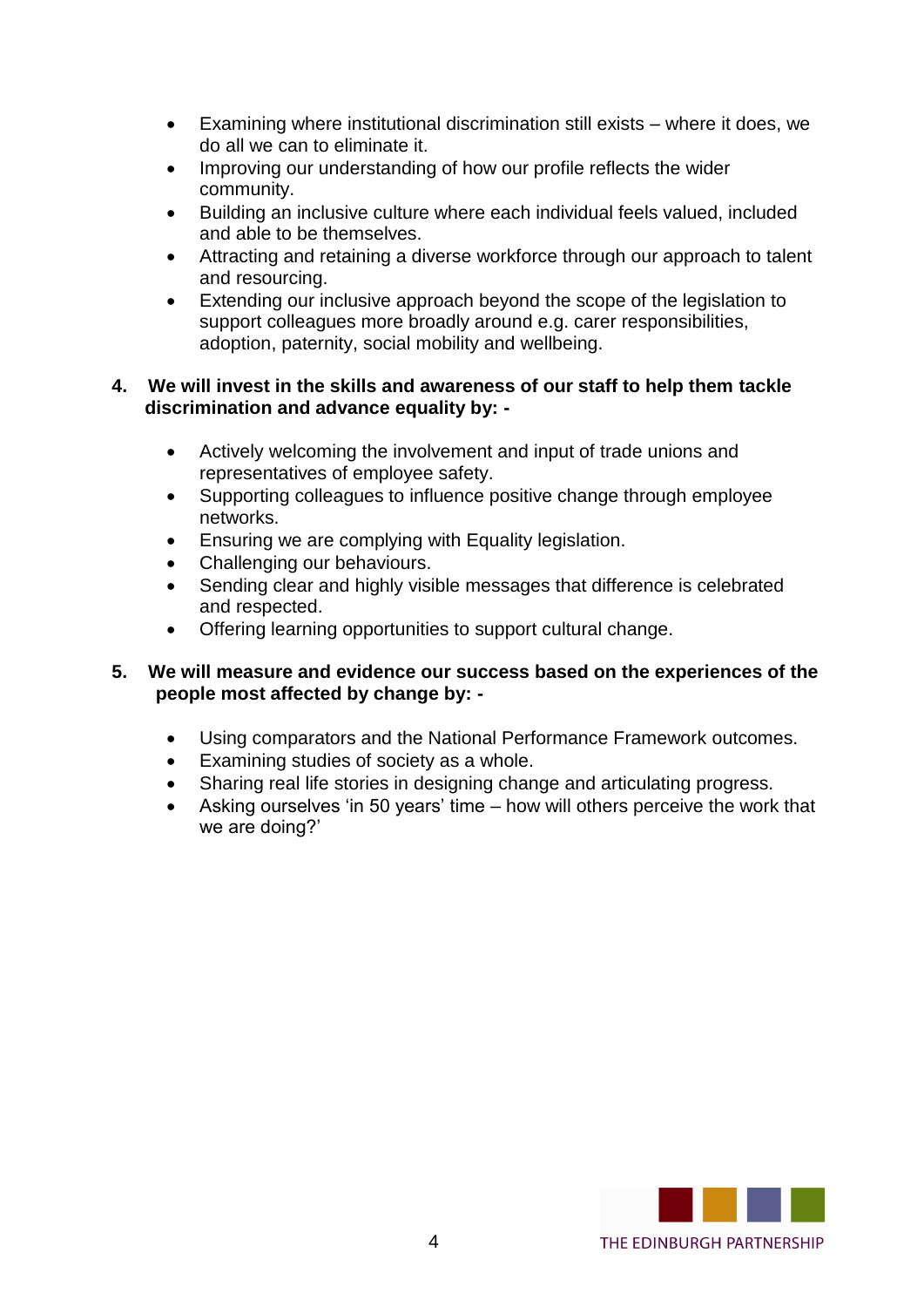- Examining where institutional discrimination still exists – where it does, we do all we can to eliminate it.
- Improving our understanding of how our profile reflects the wider community.
- Building an inclusive culture where each individual feels valued, included and able to be themselves.
- Attracting and retaining a diverse workforce through our approach to talent and resourcing.
- Extending our inclusive approach beyond the scope of the legislation to support colleagues more broadly around e.g. carer responsibilities, adoption, paternity, social mobility and wellbeing.

**4. We will invest in the skills and awareness of our staff to help them tackle discrimination and advance equality by: -**

- Actively welcoming the involvement and input of trade unions and representatives of employee safety.
- Supporting colleagues to influence positive change through employee networks.
- Ensuring we are complying with Equality legislation.
- Challenging our behaviours.
- Sending clear and highly visible messages that difference is celebrated and respected.
- Offering learning opportunities to support cultural change.

**5. We will measure and evidence our success based on the experiences of the people most affected by change by: -**

- Using comparators and the National Performance Framework outcomes.
- Examining studies of society as a whole.
- Sharing real life stories in designing change and articulating progress.
- Asking ourselves 'in 50 years' time – how will others perceive the work that we are doing?'